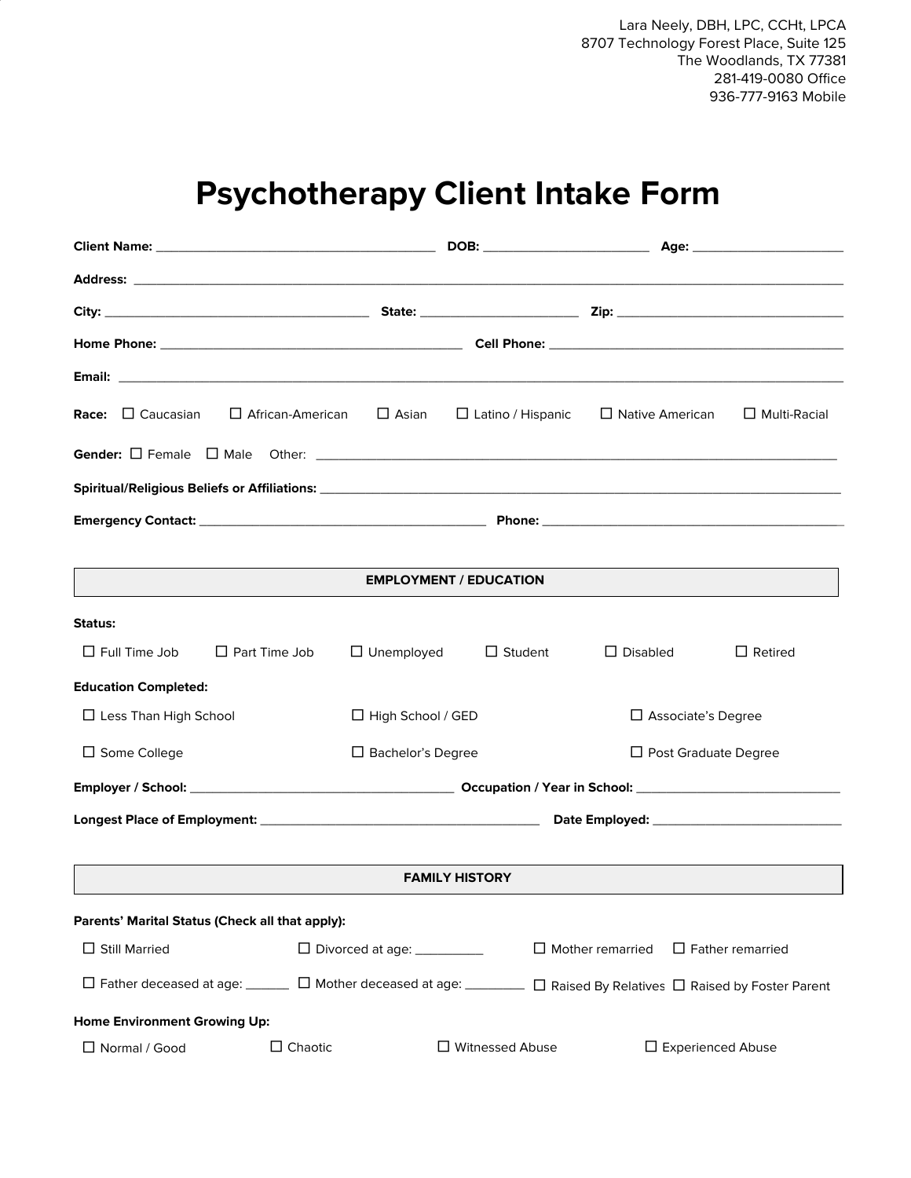Lara Neely, DBH, LPC, CCHt, LPCA
8707 Technology Forest Place, Suite 125
The Woodlands, TX 77381
281-419-0080 Office
936-777-9163 Mobile

# Psychotherapy Client Intake Form

**Client Name:** ________________________________ **DOB:** ____________________ **Age:** ____________________

**Address:** ____________________________________________________________________________

**City:** ________________________________ **State:** ____________________ **Zip:** ____________________________

**Home Phone:** ____________________________________ **Cell Phone:** ____________________________________

**Email:** ____________________________________________________________________________

**Race:** ☐ Caucasian ☐ African-American ☐ Asian ☐ Latino / Hispanic ☐ Native American ☐ Multi-Racial

**Gender:** ☐ Female ☐ Male Other: ____________________________________________________________

**Spiritual/Religious Beliefs or Affiliations:** ____________________________________________________________

**Emergency Contact:** ________________________________ **Phone:** ____________________________________

## EMPLOYMENT / EDUCATION

**Status:**

☐ Full Time Job ☐ Part Time Job ☐ Unemployed ☐ Student ☐ Disabled ☐ Retired

**Education Completed:**

☐ Less Than High School ☐ High School / GED ☐ Associate's Degree

☐ Some College ☐ Bachelor's Degree ☐ Post Graduate Degree

**Employer / School:** ______________________________ **Occupation / Year in School:** __________________________

**Longest Place of Employment:** ________________________________ **Date Employed:** ______________________

## FAMILY HISTORY

**Parents' Marital Status (Check all that apply):**

☐ Still Married ☐ Divorced at age: _________ ☐ Mother remarried ☐ Father remarried

☐ Father deceased at age: ______ ☐ Mother deceased at age: ________ ☐ Raised By Relatives ☐ Raised by Foster Parent

**Home Environment Growing Up:**

☐ Normal / Good ☐ Chaotic ☐ Witnessed Abuse ☐ Experienced Abuse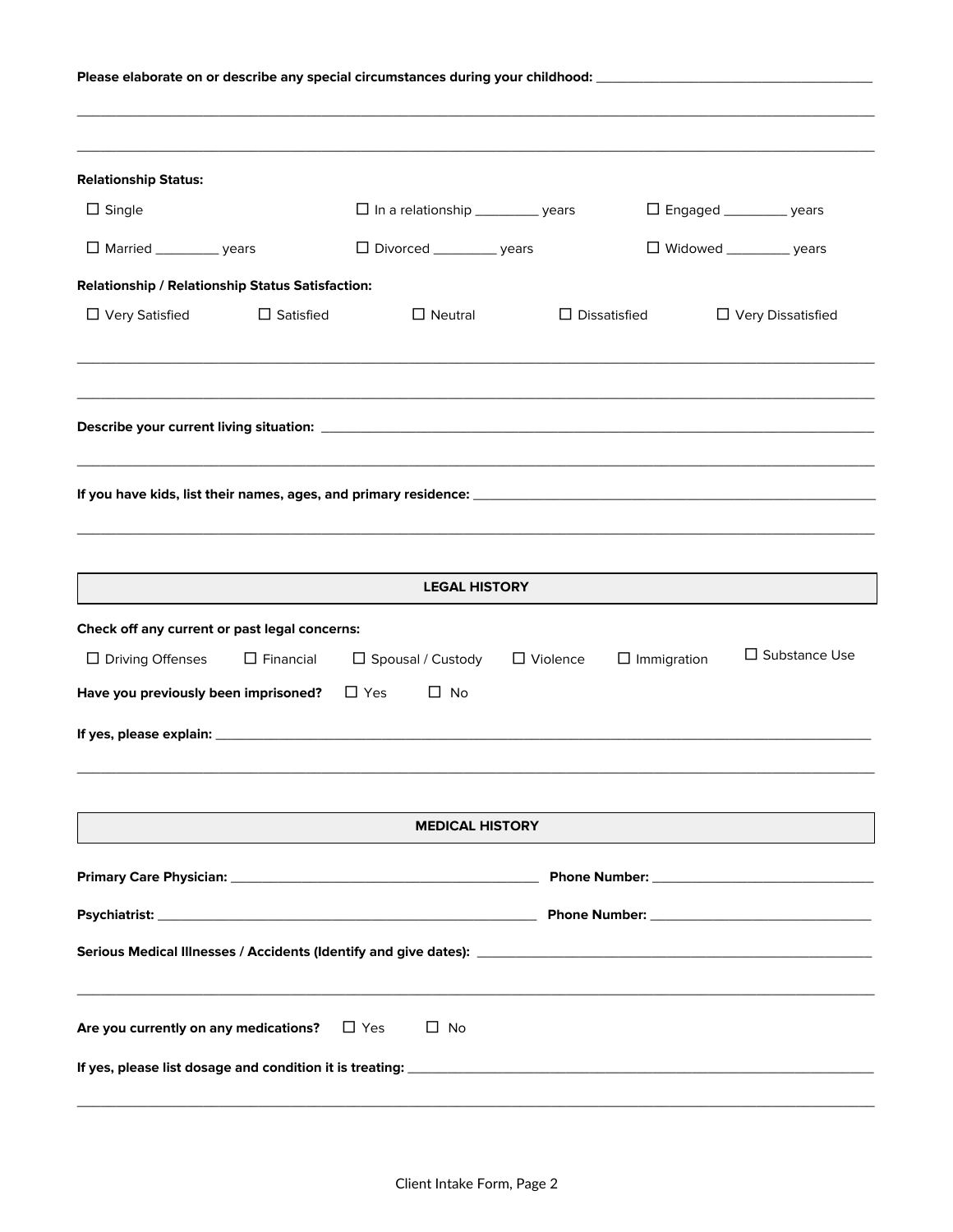**Please elaborate on or describe any special circumstances during your childhood:** ______________________________

______________________________________________________________________________

______________________________________________________________________________

**Relationship Status:**

☐ Single　　☐ In a relationship _________ years　　☐ Engaged _________ years

☐ Married _________ years　　☐ Divorced _________ years　　☐ Widowed _________ years

**Relationship / Relationship Status Satisfaction:**

☐ Very Satisfied　　☐ Satisfied　　☐ Neutral　　☐ Dissatisfied　　☐ Very Dissatisfied

______________________________________________________________________________

______________________________________________________________________________

**Describe your current living situation:** ______________________________________________

______________________________________________________________________________

**If you have kids, list their names, ages, and primary residence:** ___________________________

______________________________________________________________________________

## LEGAL HISTORY

**Check off any current or past legal concerns:**

☐ Driving Offenses　　☐ Financial　　☐ Spousal / Custody　　☐ Violence　　☐ Immigration　　☐ Substance Use

**Have you previously been imprisoned?**　☐ Yes　　☐ No

**If yes, please explain:** ______________________________________________________

______________________________________________________________________________

## MEDICAL HISTORY

**Primary Care Physician:** ______________________________　**Phone Number:** ____________________

**Psychiatrist:** ______________________________________　**Phone Number:** ____________________

**Serious Medical Illnesses / Accidents (Identify and give dates):** _____________________________

______________________________________________________________________________

**Are you currently on any medications?**　☐ Yes　　☐ No

**If yes, please list dosage and condition it is treating:** _________________________________

______________________________________________________________________________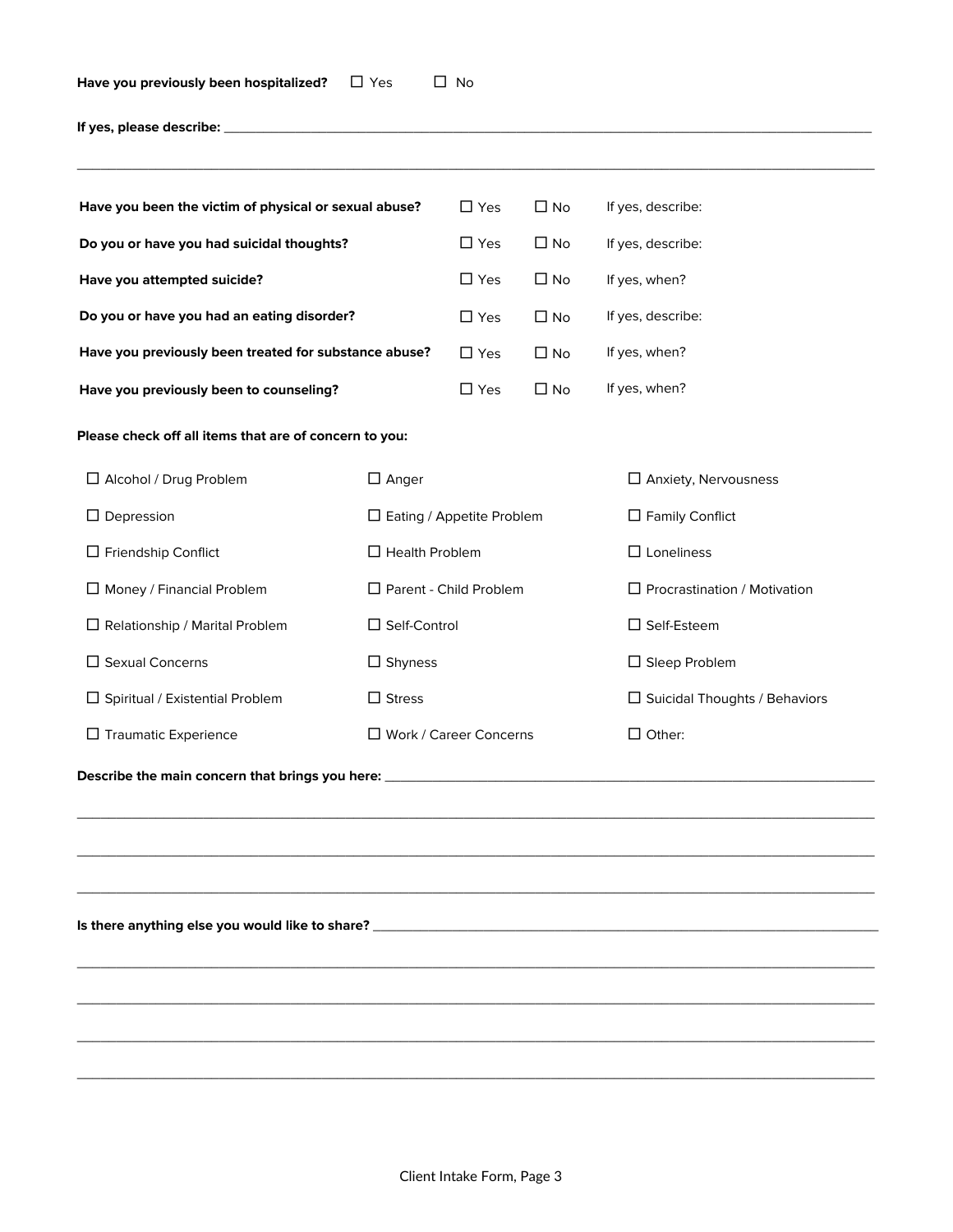**Have you previously been hospitalized?** ☐ Yes ☐ No

**If yes, please describe:** ____________________________________________

____________________________________________

| | | | |
|---|---|---|---|
| **Have you been the victim of physical or sexual abuse?** | ☐ Yes | ☐ No | If yes, describe: |
| **Do you or have you had suicidal thoughts?** | ☐ Yes | ☐ No | If yes, describe: |
| **Have you attempted suicide?** | ☐ Yes | ☐ No | If yes, when? |
| **Do you or have you had an eating disorder?** | ☐ Yes | ☐ No | If yes, describe: |
| **Have you previously been treated for substance abuse?** | ☐ Yes | ☐ No | If yes, when? |
| **Have you previously been to counseling?** | ☐ Yes | ☐ No | If yes, when? |

**Please check off all items that are of concern to you:**

| | | |
|---|---|---|
| ☐ Alcohol / Drug Problem | ☐ Anger | ☐ Anxiety, Nervousness |
| ☐ Depression | ☐ Eating / Appetite Problem | ☐ Family Conflict |
| ☐ Friendship Conflict | ☐ Health Problem | ☐ Loneliness |
| ☐ Money / Financial Problem | ☐ Parent - Child Problem | ☐ Procrastination / Motivation |
| ☐ Relationship / Marital Problem | ☐ Self-Control | ☐ Self-Esteem |
| ☐ Sexual Concerns | ☐ Shyness | ☐ Sleep Problem |
| ☐ Spiritual / Existential Problem | ☐ Stress | ☐ Suicidal Thoughts / Behaviors |
| ☐ Traumatic Experience | ☐ Work / Career Concerns | ☐ Other: |

**Describe the main concern that brings you here:** ____________________________________________

____________________________________________

____________________________________________

____________________________________________

**Is there anything else you would like to share?** ____________________________________________

____________________________________________

____________________________________________

____________________________________________

____________________________________________